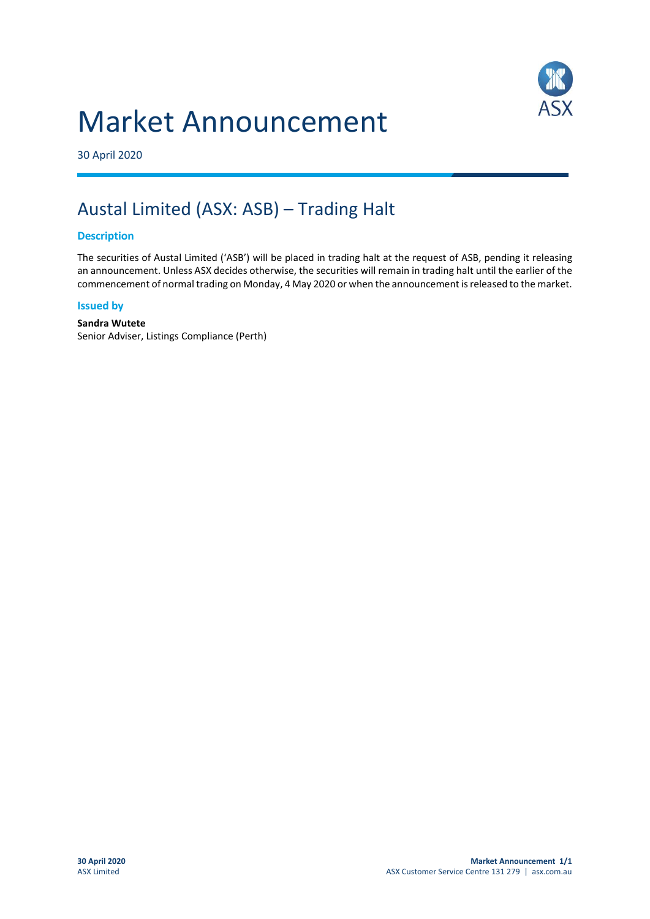# Market Announcement

30 April 2020

## Austal Limited (ASX: ASB) – Trading Halt

### Description

The securities of Austal Limited ('ASB') will be placed in trading halt at the request of ASB, pending it releasing an announcement. Unless ASX decides otherwise, the securities will remain in trading halt until the earlier of the commencement of normal trading on Monday, 4 May 2020 or when the announcement is released to the market.

### Issued by

**Sandra Wutete**
Senior Adviser, Listings Compliance (Perth)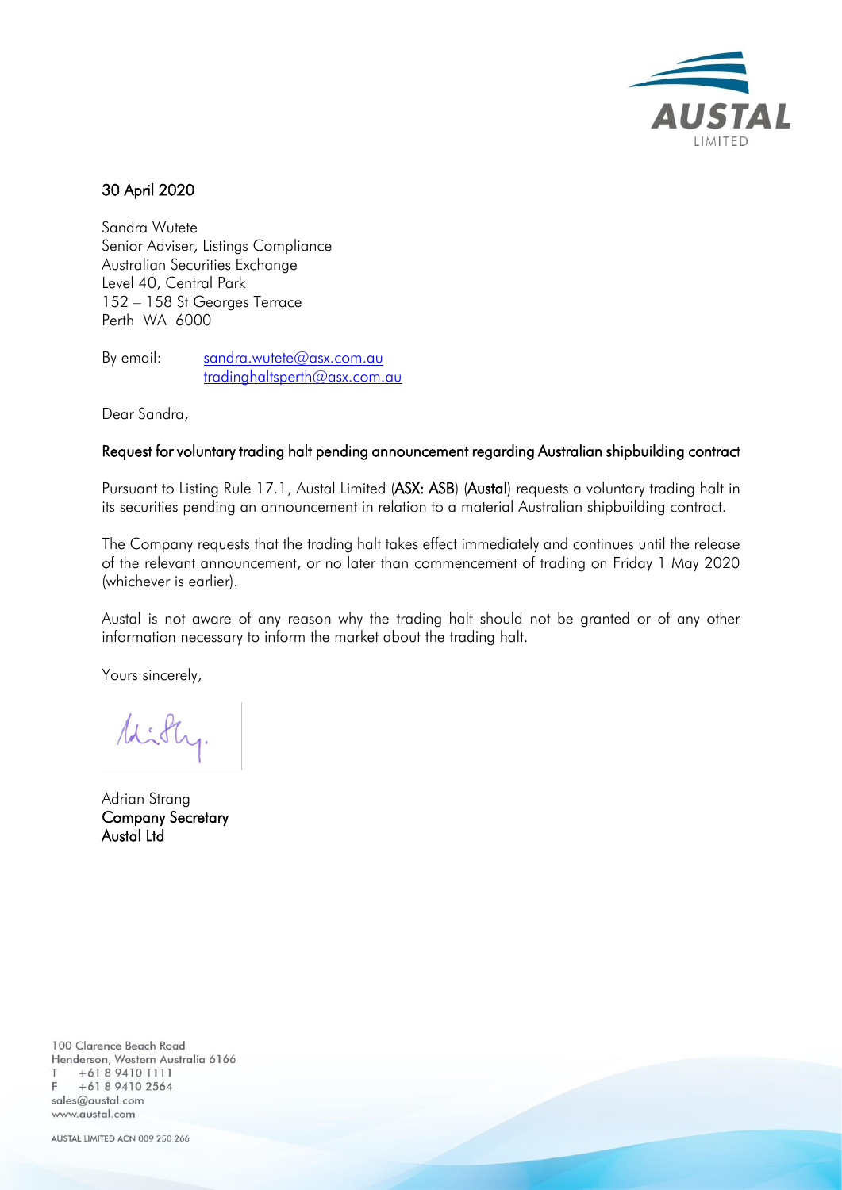30 April 2020

Sandra Wutete
Senior Adviser, Listings Compliance
Australian Securities Exchange
Level 40, Central Park
152 – 158 St Georges Terrace
Perth WA 6000

By email: sandra.wutete@asx.com.au
tradinghaltsperth@asx.com.au

Dear Sandra,

**Request for voluntary trading halt pending announcement regarding Australian shipbuilding contract**

Pursuant to Listing Rule 17.1, Austal Limited (**ASX: ASB**) (**Austal**) requests a voluntary trading halt in its securities pending an announcement in relation to a material Australian shipbuilding contract.

The Company requests that the trading halt takes effect immediately and continues until the release of the relevant announcement, or no later than commencement of trading on Friday 1 May 2020 (whichever is earlier).

Austal is not aware of any reason why the trading halt should not be granted or of any other information necessary to inform the market about the trading halt.

Yours sincerely,

Adrian Strang
**Company Secretary**
**Austal Ltd**

100 Clarence Beach Road
Henderson, Western Australia 6166
T +61 8 9410 1111
F +61 8 9410 2564
sales@austal.com
www.austal.com

AUSTAL LIMITED ACN 009 250 266